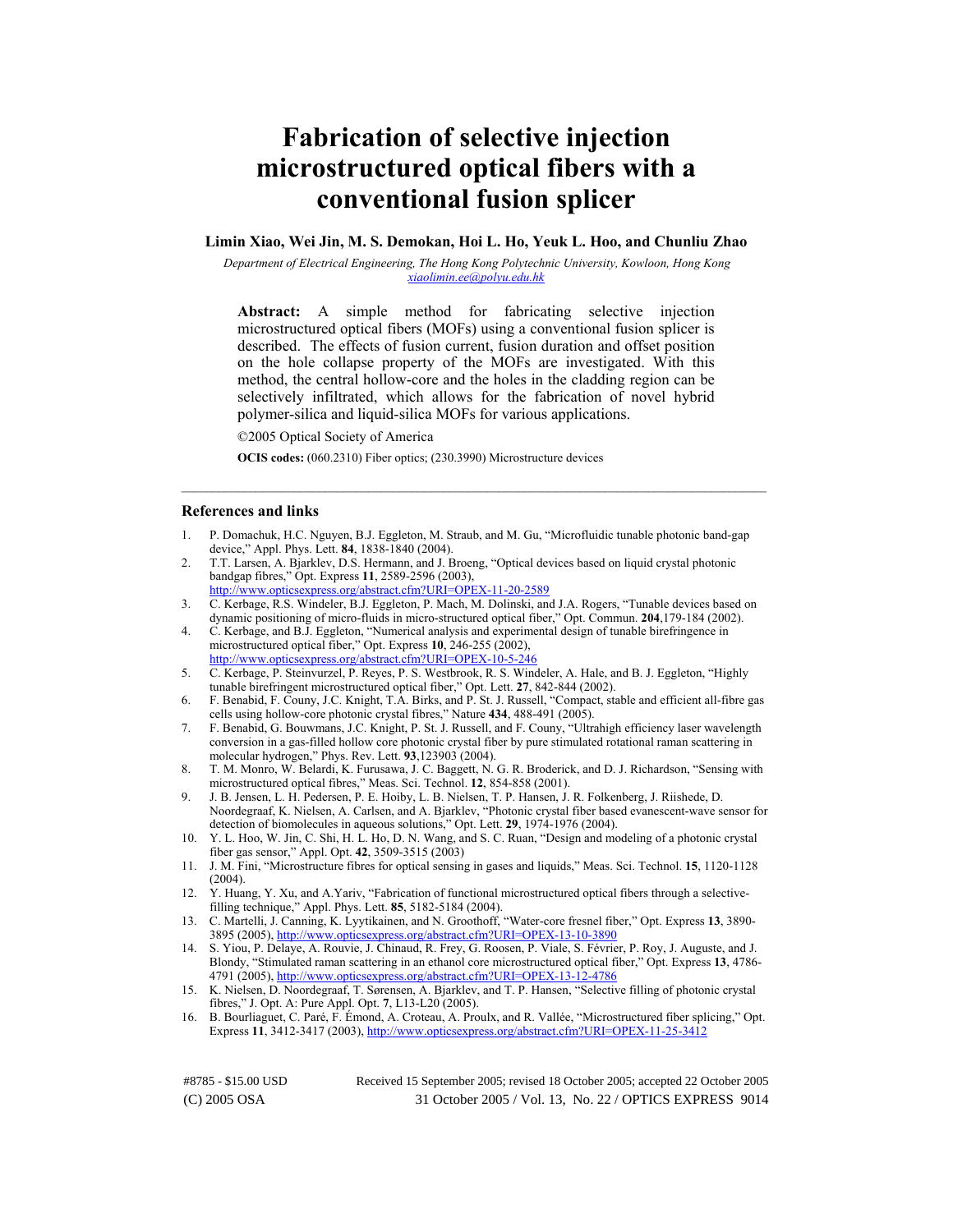# Fabrication of selective injection microstructured optical fibers with a conventional fusion splicer

**Limin Xiao, Wei Jin, M. S. Demokan, Hoi L. Ho, Yeuk L. Hoo, and Chunliu Zhao**

*Department of Electrical Engineering, The Hong Kong Polytechnic University, Kowloon, Hong Kong*
*xiaolimin.ee@polyu.edu.hk*

**Abstract:** A simple method for fabricating selective injection microstructured optical fibers (MOFs) using a conventional fusion splicer is described. The effects of fusion current, fusion duration and offset position on the hole collapse property of the MOFs are investigated. With this method, the central hollow-core and the holes in the cladding region can be selectively infiltrated, which allows for the fabrication of novel hybrid polymer-silica and liquid-silica MOFs for various applications.

©2005 Optical Society of America

**OCIS codes:** (060.2310) Fiber optics; (230.3990) Microstructure devices

## References and links

1. P. Domachuk, H.C. Nguyen, B.J. Eggleton, M. Straub, and M. Gu, "Microfluidic tunable photonic band-gap device," Appl. Phys. Lett. **84**, 1838-1840 (2004).
2. T.T. Larsen, A. Bjarklev, D.S. Hermann, and J. Broeng, "Optical devices based on liquid crystal photonic bandgap fibres," Opt. Express **11**, 2589-2596 (2003), http://www.opticsexpress.org/abstract.cfm?URI=OPEX-11-20-2589
3. C. Kerbage, R.S. Windeler, B.J. Eggleton, P. Mach, M. Dolinski, and J.A. Rogers, "Tunable devices based on dynamic positioning of micro-fluids in micro-structured optical fiber," Opt. Commun. **204**,179-184 (2002).
4. C. Kerbage, and B.J. Eggleton, "Numerical analysis and experimental design of tunable birefringence in microstructured optical fiber," Opt. Express **10**, 246-255 (2002), http://www.opticsexpress.org/abstract.cfm?URI=OPEX-10-5-246
5. C. Kerbage, P. Steinvurzel, P. Reyes, P. S. Westbrook, R. S. Windeler, A. Hale, and B. J. Eggleton, "Highly tunable birefringent microstructured optical fiber," Opt. Lett. **27**, 842-844 (2002).
6. F. Benabid, F. Couny, J.C. Knight, T.A. Birks, and P. St. J. Russell, "Compact, stable and efficient all-fibre gas cells using hollow-core photonic crystal fibres," Nature **434**, 488-491 (2005).
7. F. Benabid, G. Bouwmans, J.C. Knight, P. St. J. Russell, and F. Couny, "Ultrahigh efficiency laser wavelength conversion in a gas-filled hollow core photonic crystal fiber by pure stimulated rotational raman scattering in molecular hydrogen," Phys. Rev. Lett. **93**,123903 (2004).
8. T. M. Monro, W. Belardi, K. Furusawa, J. C. Baggett, N. G. R. Broderick, and D. J. Richardson, "Sensing with microstructured optical fibres," Meas. Sci. Technol. **12**, 854-858 (2001).
9. J. B. Jensen, L. H. Pedersen, P. E. Hoiby, L. B. Nielsen, T. P. Hansen, J. R. Folkenberg, J. Riishede, D. Noordegraaf, K. Nielsen, A. Carlsen, and A. Bjarklev, "Photonic crystal fiber based evanescent-wave sensor for detection of biomolecules in aqueous solutions," Opt. Lett. **29**, 1974-1976 (2004).
10. Y. L. Hoo, W. Jin, C. Shi, H. L. Ho, D. N. Wang, and S. C. Ruan, "Design and modeling of a photonic crystal fiber gas sensor," Appl. Opt. **42**, 3509-3515 (2003)
11. J. M. Fini, "Microstructure fibres for optical sensing in gases and liquids," Meas. Sci. Technol. **15**, 1120-1128 (2004).
12. Y. Huang, Y. Xu, and A.Yariv, "Fabrication of functional microstructured optical fibers through a selective-filling technique," Appl. Phys. Lett. **85**, 5182-5184 (2004).
13. C. Martelli, J. Canning, K. Lyytikainen, and N. Groothoff, "Water-core fresnel fiber," Opt. Express **13**, 3890-3895 (2005), http://www.opticsexpress.org/abstract.cfm?URI=OPEX-13-10-3890
14. S. Yiou, P. Delaye, A. Rouvie, J. Chinaud, R. Frey, G. Roosen, P. Viale, S. Février, P. Roy, J. Auguste, and J. Blondy, "Stimulated raman scattering in an ethanol core microstructured optical fiber," Opt. Express **13**, 4786-4791 (2005), http://www.opticsexpress.org/abstract.cfm?URI=OPEX-13-12-4786
15. K. Nielsen, D. Noordegraaf, T. Sørensen, A. Bjarklev, and T. P. Hansen, "Selective filling of photonic crystal fibres," J. Opt. A: Pure Appl. Opt. **7**, L13-L20 (2005).
16. B. Bourliaguet, C. Paré, F. Émond, A. Croteau, A. Proulx, and R. Vallée, "Microstructured fiber splicing," Opt. Express **11**, 3412-3417 (2003), http://www.opticsexpress.org/abstract.cfm?URI=OPEX-11-25-3412

Received 15 September 2005; revised 18 October 2005; accepted 22 October 2005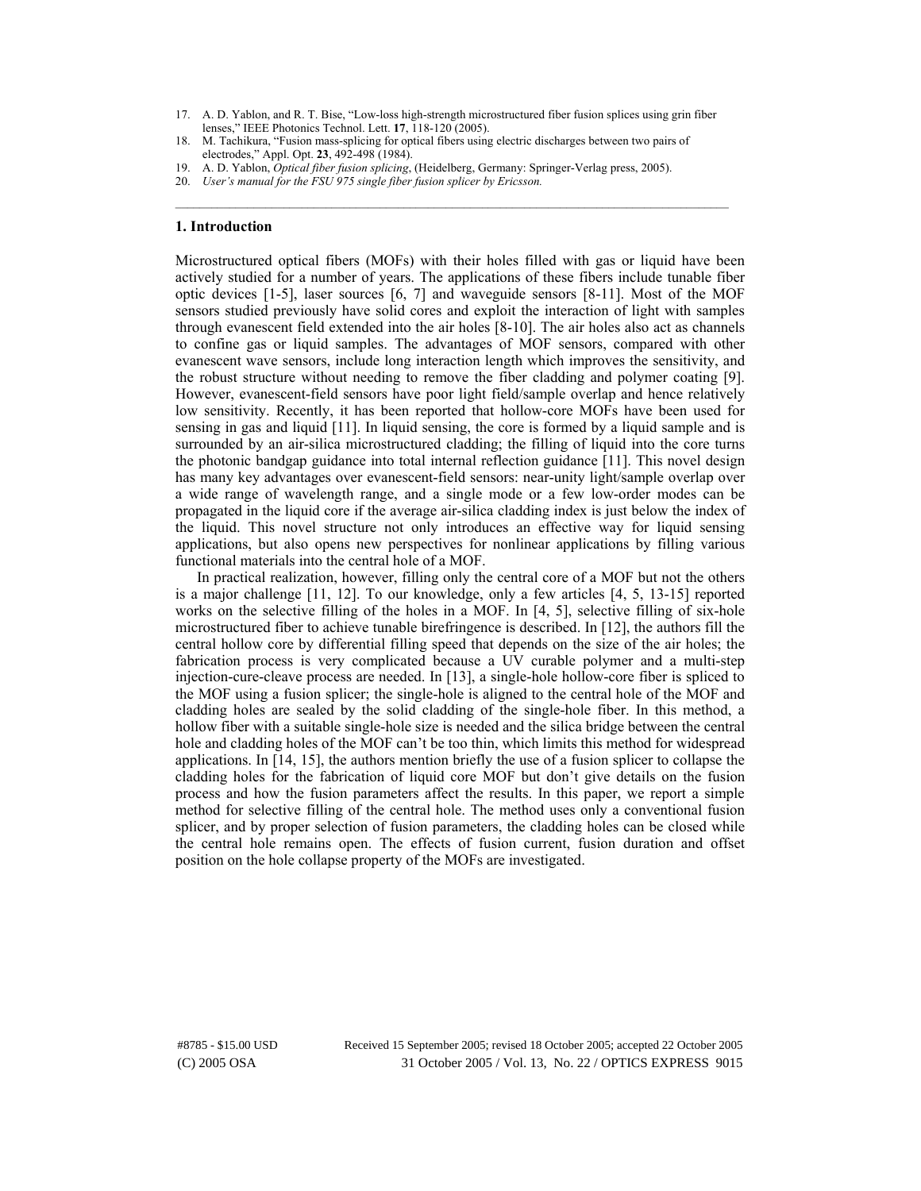17. A. D. Yablon, and R. T. Bise, "Low-loss high-strength microstructured fiber fusion splices using grin fiber lenses," IEEE Photonics Technol. Lett. **17**, 118-120 (2005).
18. M. Tachikura, "Fusion mass-splicing for optical fibers using electric discharges between two pairs of electrodes," Appl. Opt. **23**, 492-498 (1984).
19. A. D. Yablon, *Optical fiber fusion splicing*, (Heidelberg, Germany: Springer-Verlag press, 2005).
20. *User's manual for the FSU 975 single fiber fusion splicer by Ericsson.*

---

## 1. Introduction

Microstructured optical fibers (MOFs) with their holes filled with gas or liquid have been actively studied for a number of years. The applications of these fibers include tunable fiber optic devices [1-5], laser sources [6, 7] and waveguide sensors [8-11]. Most of the MOF sensors studied previously have solid cores and exploit the interaction of light with samples through evanescent field extended into the air holes [8-10]. The air holes also act as channels to confine gas or liquid samples. The advantages of MOF sensors, compared with other evanescent wave sensors, include long interaction length which improves the sensitivity, and the robust structure without needing to remove the fiber cladding and polymer coating [9]. However, evanescent-field sensors have poor light field/sample overlap and hence relatively low sensitivity. Recently, it has been reported that hollow-core MOFs have been used for sensing in gas and liquid [11]. In liquid sensing, the core is formed by a liquid sample and is surrounded by an air-silica microstructured cladding; the filling of liquid into the core turns the photonic bandgap guidance into total internal reflection guidance [11]. This novel design has many key advantages over evanescent-field sensors: near-unity light/sample overlap over a wide range of wavelength range, and a single mode or a few low-order modes can be propagated in the liquid core if the average air-silica cladding index is just below the index of the liquid. This novel structure not only introduces an effective way for liquid sensing applications, but also opens new perspectives for nonlinear applications by filling various functional materials into the central hole of a MOF.

In practical realization, however, filling only the central core of a MOF but not the others is a major challenge [11, 12]. To our knowledge, only a few articles [4, 5, 13-15] reported works on the selective filling of the holes in a MOF. In [4, 5], selective filling of six-hole microstructured fiber to achieve tunable birefringence is described. In [12], the authors fill the central hollow core by differential filling speed that depends on the size of the air holes; the fabrication process is very complicated because a UV curable polymer and a multi-step injection-cure-cleave process are needed. In [13], a single-hole hollow-core fiber is spliced to the MOF using a fusion splicer; the single-hole is aligned to the central hole of the MOF and cladding holes are sealed by the solid cladding of the single-hole fiber. In this method, a hollow fiber with a suitable single-hole size is needed and the silica bridge between the central hole and cladding holes of the MOF can't be too thin, which limits this method for widespread applications. In [14, 15], the authors mention briefly the use of a fusion splicer to collapse the cladding holes for the fabrication of liquid core MOF but don't give details on the fusion process and how the fusion parameters affect the results. In this paper, we report a simple method for selective filling of the central hole. The method uses only a conventional fusion splicer, and by proper selection of fusion parameters, the cladding holes can be closed while the central hole remains open. The effects of fusion current, fusion duration and offset position on the hole collapse property of the MOFs are investigated.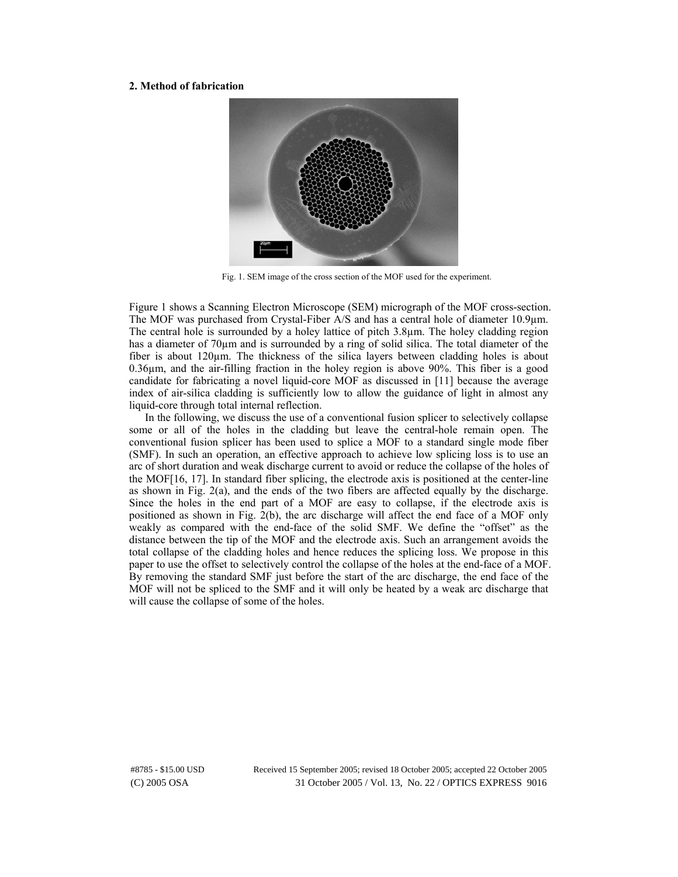## 2. Method of fabrication

Fig. 1. SEM image of the cross section of the MOF used for the experiment.

Figure 1 shows a Scanning Electron Microscope (SEM) micrograph of the MOF cross-section. The MOF was purchased from Crystal-Fiber A/S and has a central hole of diameter 10.9µm. The central hole is surrounded by a holey lattice of pitch 3.8µm. The holey cladding region has a diameter of 70µm and is surrounded by a ring of solid silica. The total diameter of the fiber is about 120µm. The thickness of the silica layers between cladding holes is about 0.36µm, and the air-filling fraction in the holey region is above 90%. This fiber is a good candidate for fabricating a novel liquid-core MOF as discussed in [11] because the average index of air-silica cladding is sufficiently low to allow the guidance of light in almost any liquid-core through total internal reflection.

In the following, we discuss the use of a conventional fusion splicer to selectively collapse some or all of the holes in the cladding but leave the central-hole remain open. The conventional fusion splicer has been used to splice a MOF to a standard single mode fiber (SMF). In such an operation, an effective approach to achieve low splicing loss is to use an arc of short duration and weak discharge current to avoid or reduce the collapse of the holes of the MOF[16, 17]. In standard fiber splicing, the electrode axis is positioned at the center-line as shown in Fig. 2(a), and the ends of the two fibers are affected equally by the discharge. Since the holes in the end part of a MOF are easy to collapse, if the electrode axis is positioned as shown in Fig. 2(b), the arc discharge will affect the end face of a MOF only weakly as compared with the end-face of the solid SMF. We define the "offset" as the distance between the tip of the MOF and the electrode axis. Such an arrangement avoids the total collapse of the cladding holes and hence reduces the splicing loss. We propose in this paper to use the offset to selectively control the collapse of the holes at the end-face of a MOF. By removing the standard SMF just before the start of the arc discharge, the end face of the MOF will not be spliced to the SMF and it will only be heated by a weak arc discharge that will cause the collapse of some of the holes.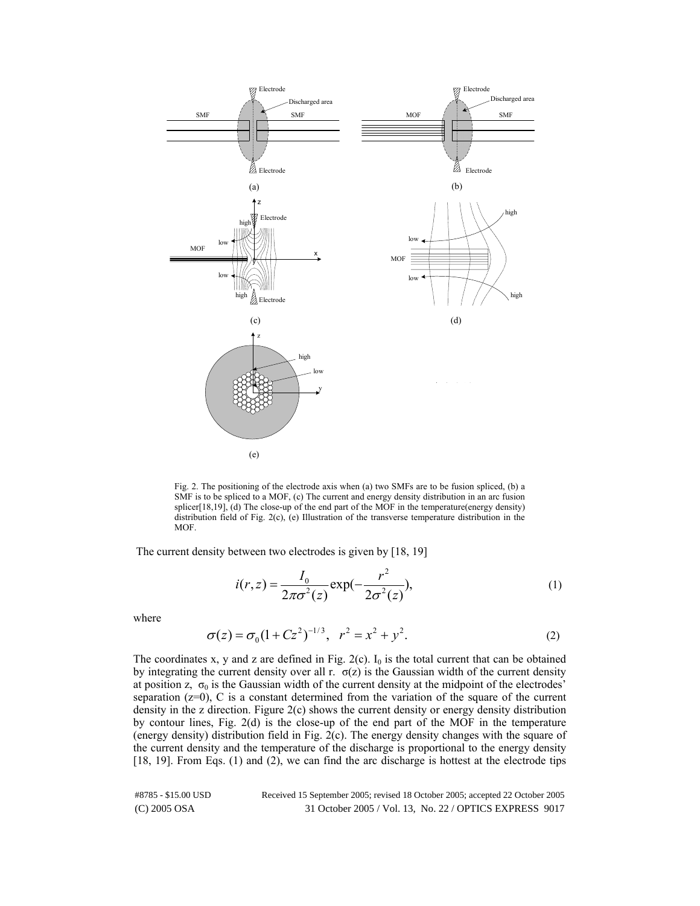Fig. 2. The positioning of the electrode axis when (a) two SMFs are to be fusion spliced, (b) a SMF is to be spliced to a MOF, (c) The current and energy density distribution in an arc fusion splicer[18,19], (d) The close-up of the end part of the MOF in the temperature(energy density) distribution field of Fig. 2(c), (e) Illustration of the transverse temperature distribution in the MOF.

The current density between two electrodes is given by [18, 19]

$$i(r,z) = \frac{I_0}{2\pi\sigma^2(z)}\exp\left(-\frac{r^2}{2\sigma^2(z)}\right), \tag{1}$$

where

$$\sigma(z) = \sigma_0(1 + Cz^2)^{-1/3}, \quad r^2 = x^2 + y^2. \tag{2}$$

The coordinates x, y and z are defined in Fig. 2(c). $I_0$ is the total current that can be obtained by integrating the current density over all r. $\sigma(z)$ is the Gaussian width of the current density at position z, $\sigma_0$ is the Gaussian width of the current density at the midpoint of the electrodes' separation (z=0), C is a constant determined from the variation of the square of the current density in the z direction. Figure 2(c) shows the current density or energy density distribution by contour lines, Fig. 2(d) is the close-up of the end part of the MOF in the temperature (energy density) distribution field in Fig. 2(c). The energy density changes with the square of the current density and the temperature of the discharge is proportional to the energy density [18, 19]. From Eqs. (1) and (2), we can find the arc discharge is hottest at the electrode tips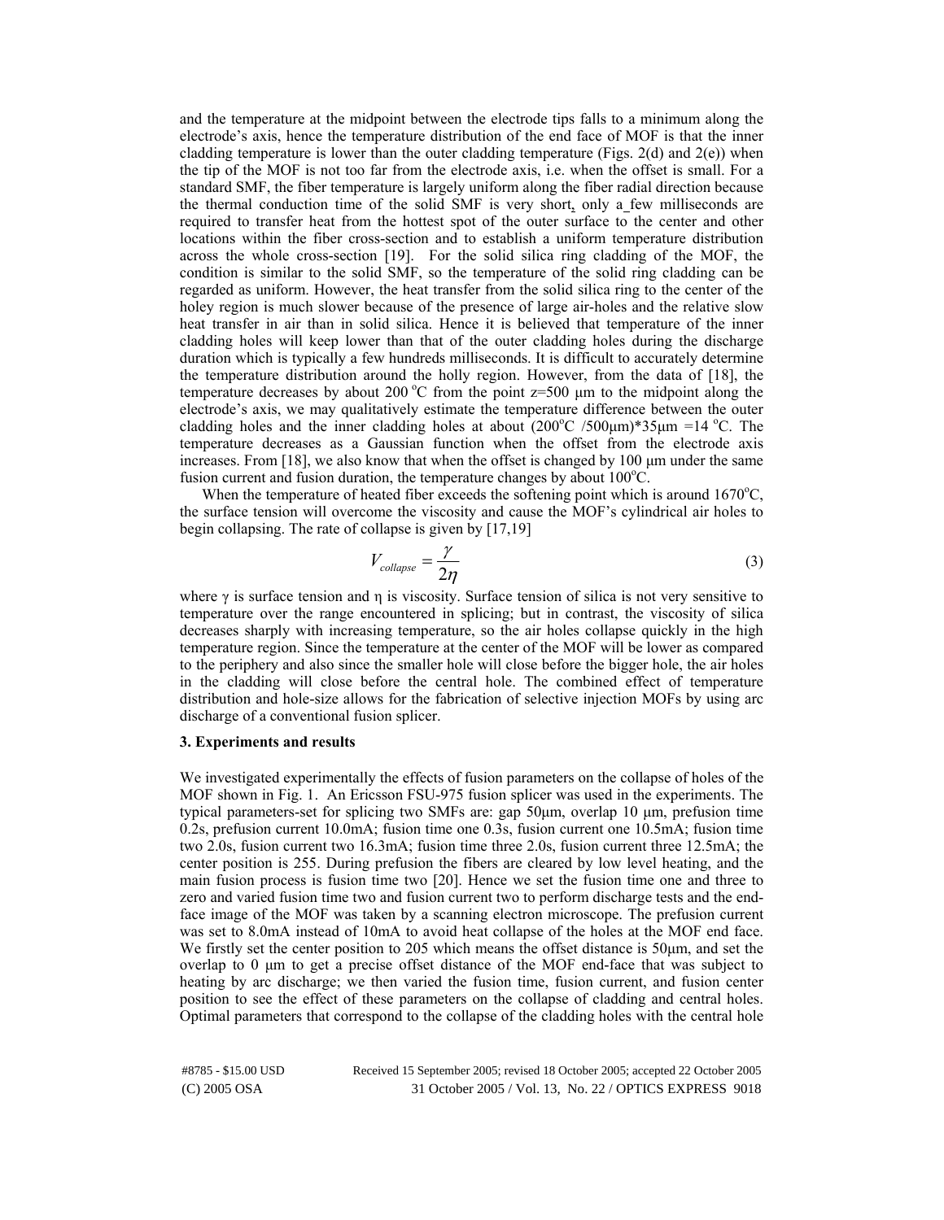and the temperature at the midpoint between the electrode tips falls to a minimum along the electrode's axis, hence the temperature distribution of the end face of MOF is that the inner cladding temperature is lower than the outer cladding temperature (Figs. 2(d) and 2(e)) when the tip of the MOF is not too far from the electrode axis, i.e. when the offset is small. For a standard SMF, the fiber temperature is largely uniform along the fiber radial direction because the thermal conduction time of the solid SMF is very short, only a few milliseconds are required to transfer heat from the hottest spot of the outer surface to the center and other locations within the fiber cross-section and to establish a uniform temperature distribution across the whole cross-section [19]. For the solid silica ring cladding of the MOF, the condition is similar to the solid SMF, so the temperature of the solid ring cladding can be regarded as uniform. However, the heat transfer from the solid silica ring to the center of the holey region is much slower because of the presence of large air-holes and the relative slow heat transfer in air than in solid silica. Hence it is believed that temperature of the inner cladding holes will keep lower than that of the outer cladding holes during the discharge duration which is typically a few hundreds milliseconds. It is difficult to accurately determine the temperature distribution around the holly region. However, from the data of [18], the temperature decreases by about 200 °C from the point z=500 μm to the midpoint along the electrode's axis, we may qualitatively estimate the temperature difference between the outer cladding holes and the inner cladding holes at about (200°C /500μm)*35μm =14 °C. The temperature decreases as a Gaussian function when the offset from the electrode axis increases. From [18], we also know that when the offset is changed by 100 μm under the same fusion current and fusion duration, the temperature changes by about 100°C.

When the temperature of heated fiber exceeds the softening point which is around 1670°C, the surface tension will overcome the viscosity and cause the MOF's cylindrical air holes to begin collapsing. The rate of collapse is given by [17,19]

$$V_{collapse} = \frac{\gamma}{2\eta} \tag{3}$$

where $\gamma$ is surface tension and $\eta$ is viscosity. Surface tension of silica is not very sensitive to temperature over the range encountered in splicing; but in contrast, the viscosity of silica decreases sharply with increasing temperature, so the air holes collapse quickly in the high temperature region. Since the temperature at the center of the MOF will be lower as compared to the periphery and also since the smaller hole will close before the bigger hole, the air holes in the cladding will close before the central hole. The combined effect of temperature distribution and hole-size allows for the fabrication of selective injection MOFs by using arc discharge of a conventional fusion splicer.

**3. Experiments and results**

We investigated experimentally the effects of fusion parameters on the collapse of holes of the MOF shown in Fig. 1. An Ericsson FSU-975 fusion splicer was used in the experiments. The typical parameters-set for splicing two SMFs are: gap 50μm, overlap 10 μm, prefusion time 0.2s, prefusion current 10.0mA; fusion time one 0.3s, fusion current one 10.5mA; fusion time two 2.0s, fusion current two 16.3mA; fusion time three 2.0s, fusion current three 12.5mA; the center position is 255. During prefusion the fibers are cleared by low level heating, and the main fusion process is fusion time two [20]. Hence we set the fusion time one and three to zero and varied fusion time two and fusion current two to perform discharge tests and the end-face image of the MOF was taken by a scanning electron microscope. The prefusion current was set to 8.0mA instead of 10mA to avoid heat collapse of the holes at the MOF end face. We firstly set the center position to 205 which means the offset distance is 50μm, and set the overlap to 0 μm to get a precise offset distance of the MOF end-face that was subject to heating by arc discharge; we then varied the fusion time, fusion current, and fusion center position to see the effect of these parameters on the collapse of cladding and central holes. Optimal parameters that correspond to the collapse of the cladding holes with the central hole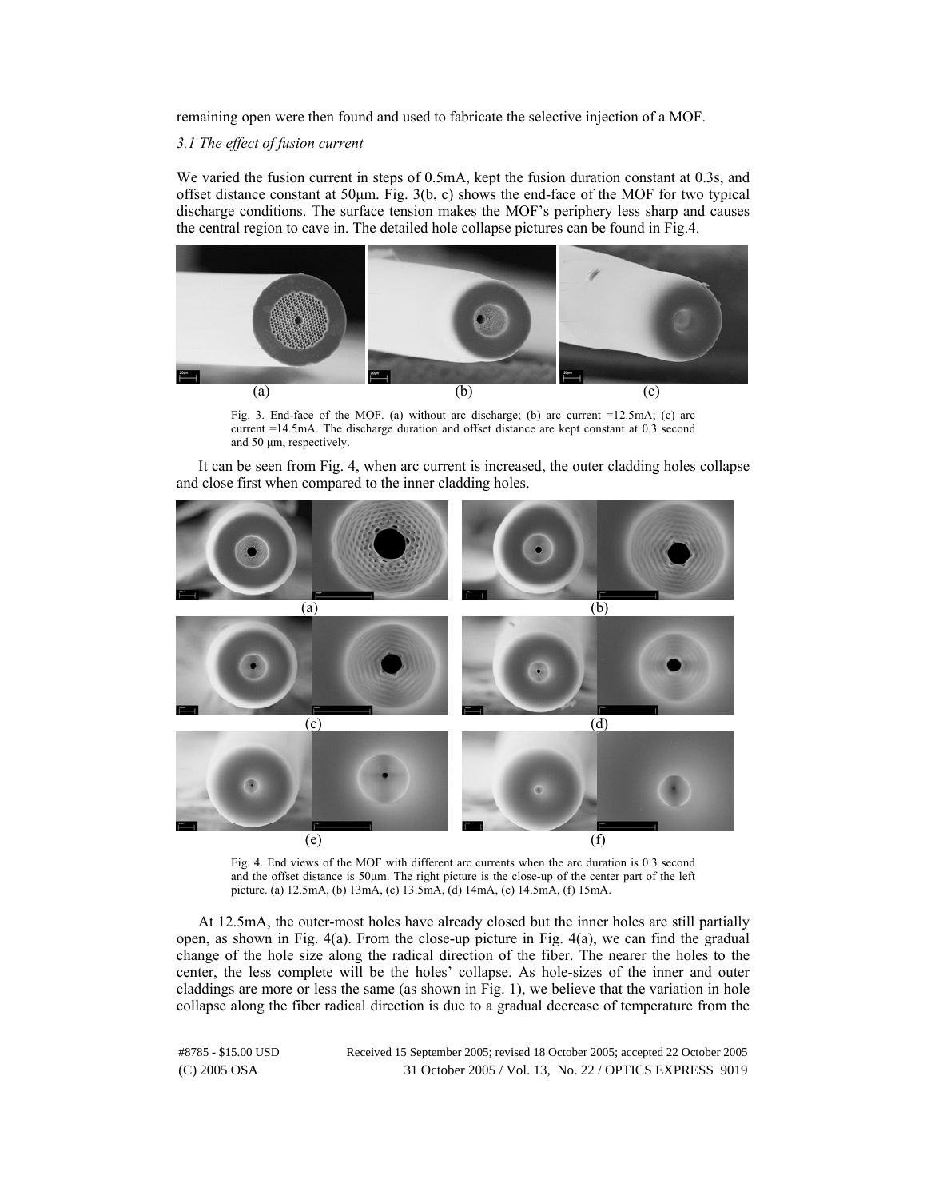remaining open were then found and used to fabricate the selective injection of a MOF.

### *3.1 The effect of fusion current*

We varied the fusion current in steps of 0.5mA, kept the fusion duration constant at 0.3s, and offset distance constant at 50μm. Fig. 3(b, c) shows the end-face of the MOF for two typical discharge conditions. The surface tension makes the MOF's periphery less sharp and causes the central region to cave in. The detailed hole collapse pictures can be found in Fig.4.

Fig. 3. End-face of the MOF. (a) without arc discharge; (b) arc current =12.5mA; (c) arc current =14.5mA. The discharge duration and offset distance are kept constant at 0.3 second and 50 μm, respectively.

It can be seen from Fig. 4, when arc current is increased, the outer cladding holes collapse and close first when compared to the inner cladding holes.

Fig. 4. End views of the MOF with different arc currents when the arc duration is 0.3 second and the offset distance is 50μm. The right picture is the close-up of the center part of the left picture. (a) 12.5mA, (b) 13mA, (c) 13.5mA, (d) 14mA, (e) 14.5mA, (f) 15mA.

At 12.5mA, the outer-most holes have already closed but the inner holes are still partially open, as shown in Fig. 4(a). From the close-up picture in Fig. 4(a), we can find the gradual change of the hole size along the radical direction of the fiber. The nearer the holes to the center, the less complete will be the holes' collapse. As hole-sizes of the inner and outer claddings are more or less the same (as shown in Fig. 1), we believe that the variation in hole collapse along the fiber radical direction is due to a gradual decrease of temperature from the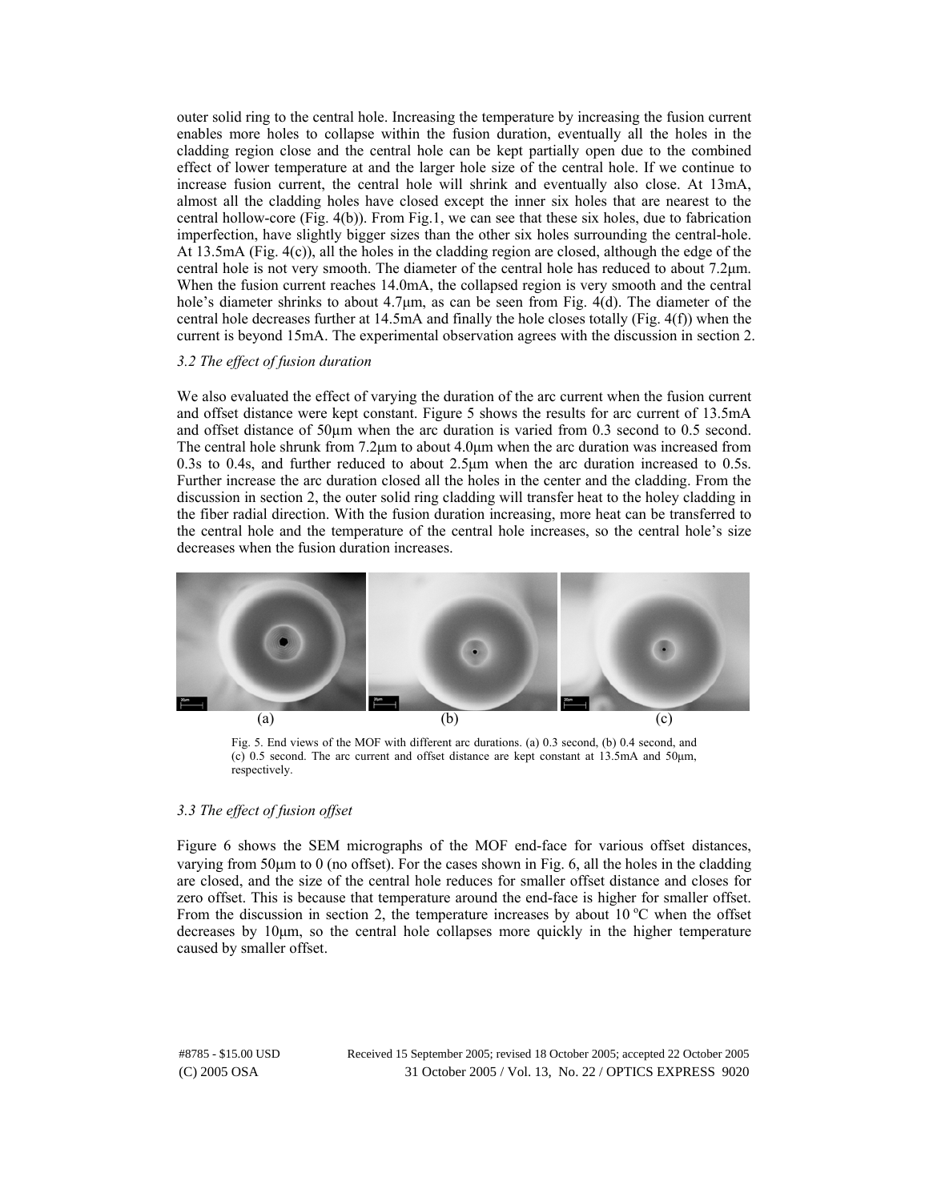outer solid ring to the central hole. Increasing the temperature by increasing the fusion current enables more holes to collapse within the fusion duration, eventually all the holes in the cladding region close and the central hole can be kept partially open due to the combined effect of lower temperature at and the larger hole size of the central hole. If we continue to increase fusion current, the central hole will shrink and eventually also close. At 13mA, almost all the cladding holes have closed except the inner six holes that are nearest to the central hollow-core (Fig. 4(b)). From Fig.1, we can see that these six holes, due to fabrication imperfection, have slightly bigger sizes than the other six holes surrounding the central-hole. At 13.5mA (Fig. 4(c)), all the holes in the cladding region are closed, although the edge of the central hole is not very smooth. The diameter of the central hole has reduced to about 7.2μm. When the fusion current reaches 14.0mA, the collapsed region is very smooth and the central hole's diameter shrinks to about 4.7μm, as can be seen from Fig. 4(d). The diameter of the central hole decreases further at 14.5mA and finally the hole closes totally (Fig. 4(f)) when the current is beyond 15mA. The experimental observation agrees with the discussion in section 2.

### *3.2 The effect of fusion duration*

We also evaluated the effect of varying the duration of the arc current when the fusion current and offset distance were kept constant. Figure 5 shows the results for arc current of 13.5mA and offset distance of 50μm when the arc duration is varied from 0.3 second to 0.5 second. The central hole shrunk from 7.2μm to about 4.0μm when the arc duration was increased from 0.3s to 0.4s, and further reduced to about 2.5μm when the arc duration increased to 0.5s. Further increase the arc duration closed all the holes in the center and the cladding. From the discussion in section 2, the outer solid ring cladding will transfer heat to the holey cladding in the fiber radial direction. With the fusion duration increasing, more heat can be transferred to the central hole and the temperature of the central hole increases, so the central hole's size decreases when the fusion duration increases.

(a) (b) (c)

Fig. 5. End views of the MOF with different arc durations. (a) 0.3 second, (b) 0.4 second, and (c) 0.5 second. The arc current and offset distance are kept constant at 13.5mA and 50μm, respectively.

### *3.3 The effect of fusion offset*

Figure 6 shows the SEM micrographs of the MOF end-face for various offset distances, varying from 50μm to 0 (no offset). For the cases shown in Fig. 6, all the holes in the cladding are closed, and the size of the central hole reduces for smaller offset distance and closes for zero offset. This is because that temperature around the end-face is higher for smaller offset. From the discussion in section 2, the temperature increases by about 10 $^{o}$C when the offset decreases by 10μm, so the central hole collapses more quickly in the higher temperature caused by smaller offset.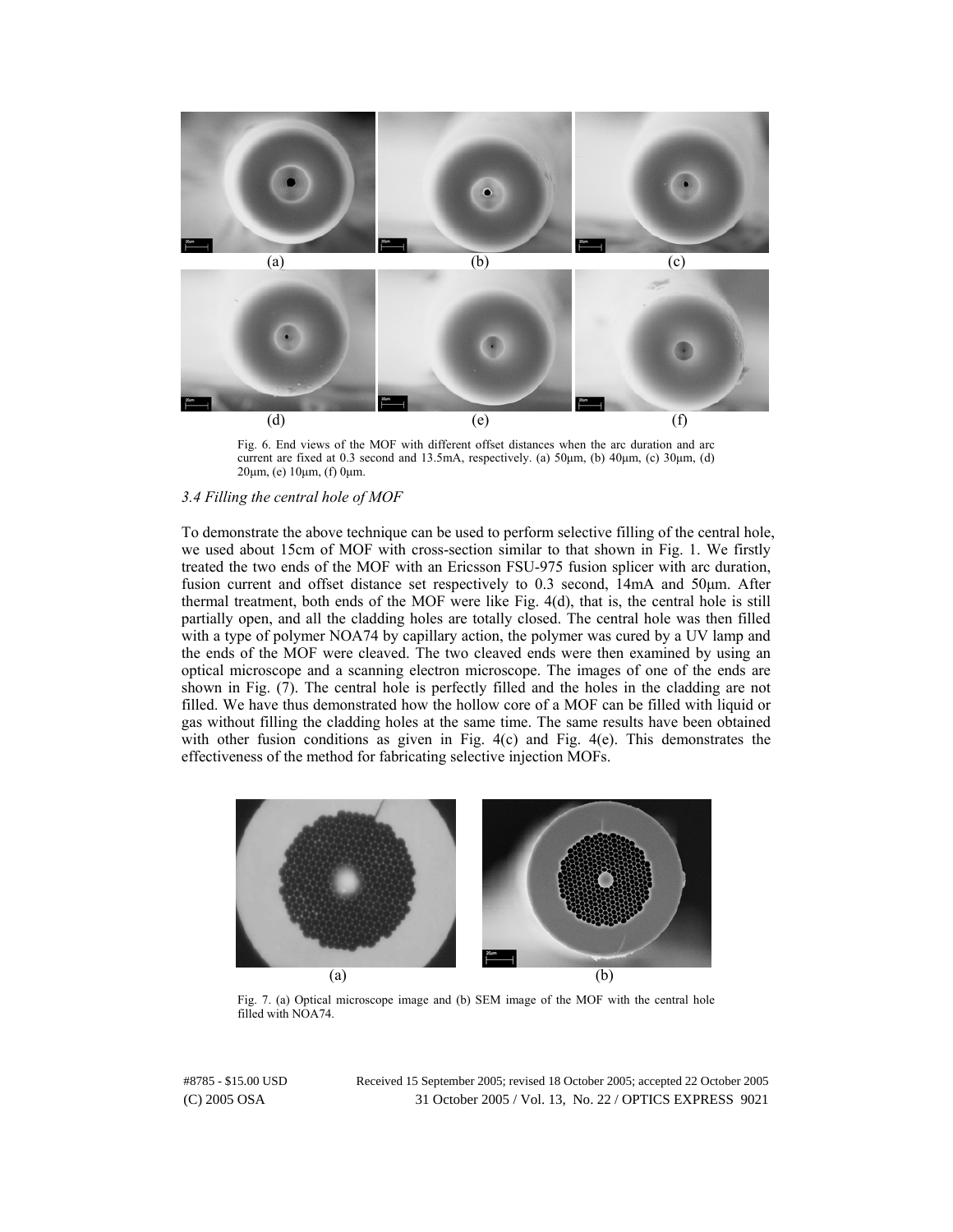Fig. 6. End views of the MOF with different offset distances when the arc duration and arc current are fixed at 0.3 second and 13.5mA, respectively. (a) 50μm, (b) 40μm, (c) 30μm, (d) 20μm, (e) 10μm, (f) 0μm.

### *3.4 Filling the central hole of MOF*

To demonstrate the above technique can be used to perform selective filling of the central hole, we used about 15cm of MOF with cross-section similar to that shown in Fig. 1. We firstly treated the two ends of the MOF with an Ericsson FSU-975 fusion splicer with arc duration, fusion current and offset distance set respectively to 0.3 second, 14mA and 50μm. After thermal treatment, both ends of the MOF were like Fig. 4(d), that is, the central hole is still partially open, and all the cladding holes are totally closed. The central hole was then filled with a type of polymer NOA74 by capillary action, the polymer was cured by a UV lamp and the ends of the MOF were cleaved. The two cleaved ends were then examined by using an optical microscope and a scanning electron microscope. The images of one of the ends are shown in Fig. (7). The central hole is perfectly filled and the holes in the cladding are not filled. We have thus demonstrated how the hollow core of a MOF can be filled with liquid or gas without filling the cladding holes at the same time. The same results have been obtained with other fusion conditions as given in Fig. 4(c) and Fig. 4(e). This demonstrates the effectiveness of the method for fabricating selective injection MOFs.

Fig. 7. (a) Optical microscope image and (b) SEM image of the MOF with the central hole filled with NOA74.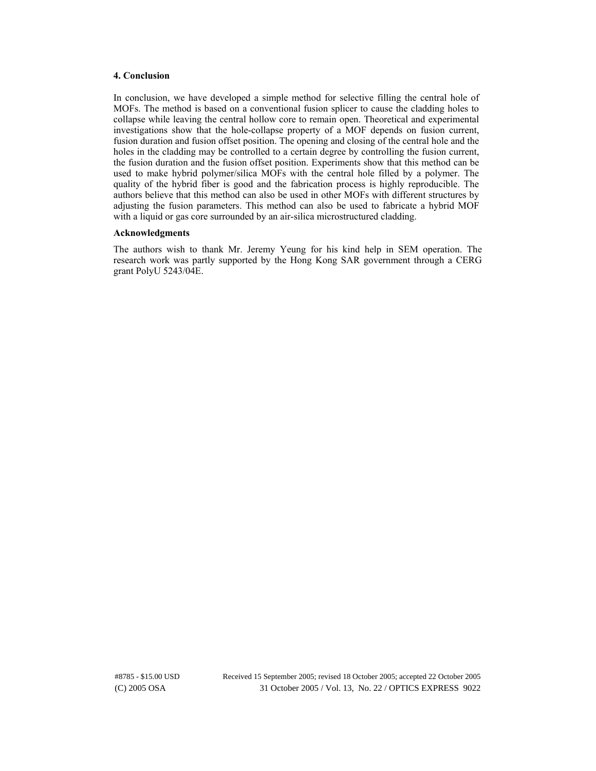## 4. Conclusion

In conclusion, we have developed a simple method for selective filling the central hole of MOFs. The method is based on a conventional fusion splicer to cause the cladding holes to collapse while leaving the central hollow core to remain open. Theoretical and experimental investigations show that the hole-collapse property of a MOF depends on fusion current, fusion duration and fusion offset position. The opening and closing of the central hole and the holes in the cladding may be controlled to a certain degree by controlling the fusion current, the fusion duration and the fusion offset position. Experiments show that this method can be used to make hybrid polymer/silica MOFs with the central hole filled by a polymer. The quality of the hybrid fiber is good and the fabrication process is highly reproducible. The authors believe that this method can also be used in other MOFs with different structures by adjusting the fusion parameters. This method can also be used to fabricate a hybrid MOF with a liquid or gas core surrounded by an air-silica microstructured cladding.

### Acknowledgments

The authors wish to thank Mr. Jeremy Yeung for his kind help in SEM operation. The research work was partly supported by the Hong Kong SAR government through a CERG grant PolyU 5243/04E.

#8785 - $15.00 USD Received 15 September 2005; revised 18 October 2005; accepted 22 October 2005
(C) 2005 OSA